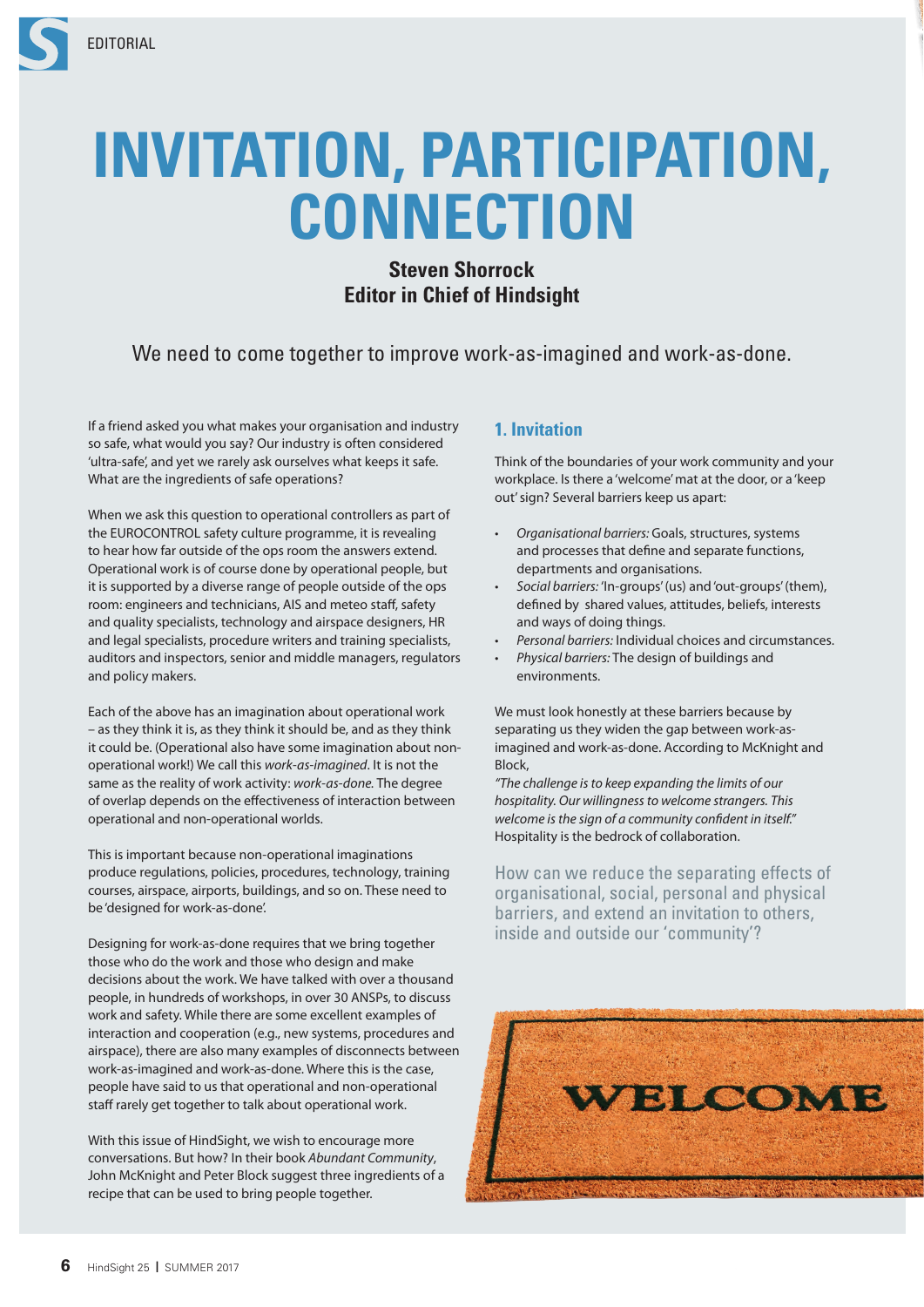EDITORIAL

# INVITATION, PARTICIPATION, CONNECTION

**Steven Shorrock**
**Editor in Chief of Hindsight**

We need to come together to improve work-as-imagined and work-as-done.

If a friend asked you what makes your organisation and industry so safe, what would you say? Our industry is often considered 'ultra-safe', and yet we rarely ask ourselves what keeps it safe. What are the ingredients of safe operations?

When we ask this question to operational controllers as part of the EUROCONTROL safety culture programme, it is revealing to hear how far outside of the ops room the answers extend. Operational work is of course done by operational people, but it is supported by a diverse range of people outside of the ops room: engineers and technicians, AIS and meteo staff, safety and quality specialists, technology and airspace designers, HR and legal specialists, procedure writers and training specialists, auditors and inspectors, senior and middle managers, regulators and policy makers.

Each of the above has an imagination about operational work – as they think it is, as they think it should be, and as they think it could be. (Operational also have some imagination about non-operational work!) We call this *work-as-imagined*. It is not the same as the reality of work activity: *work-as-done*. The degree of overlap depends on the effectiveness of interaction between operational and non-operational worlds.

This is important because non-operational imaginations produce regulations, policies, procedures, technology, training courses, airspace, airports, buildings, and so on. These need to be 'designed for work-as-done'.

Designing for work-as-done requires that we bring together those who do the work and those who design and make decisions about the work. We have talked with over a thousand people, in hundreds of workshops, in over 30 ANSPs, to discuss work and safety. While there are some excellent examples of interaction and cooperation (e.g., new systems, procedures and airspace), there are also many examples of disconnects between work-as-imagined and work-as-done. Where this is the case, people have said to us that operational and non-operational staff rarely get together to talk about operational work.

With this issue of HindSight, we wish to encourage more conversations. But how? In their book *Abundant Community*, John McKnight and Peter Block suggest three ingredients of a recipe that can be used to bring people together.

## 1. Invitation

Think of the boundaries of your work community and your workplace. Is there a 'welcome' mat at the door, or a 'keep out' sign? Several barriers keep us apart:

- *Organisational barriers:* Goals, structures, systems and processes that define and separate functions, departments and organisations.
- *Social barriers:* 'In-groups' (us) and 'out-groups' (them), defined by shared values, attitudes, beliefs, interests and ways of doing things.
- *Personal barriers:* Individual choices and circumstances.
- *Physical barriers:* The design of buildings and environments.

We must look honestly at these barriers because by separating us they widen the gap between work-as-imagined and work-as-done. According to McKnight and Block,
*"The challenge is to keep expanding the limits of our hospitality. Our willingness to welcome strangers. This welcome is the sign of a community confident in itself."*
Hospitality is the bedrock of collaboration.

How can we reduce the separating effects of organisational, social, personal and physical barriers, and extend an invitation to others, inside and outside our 'community'?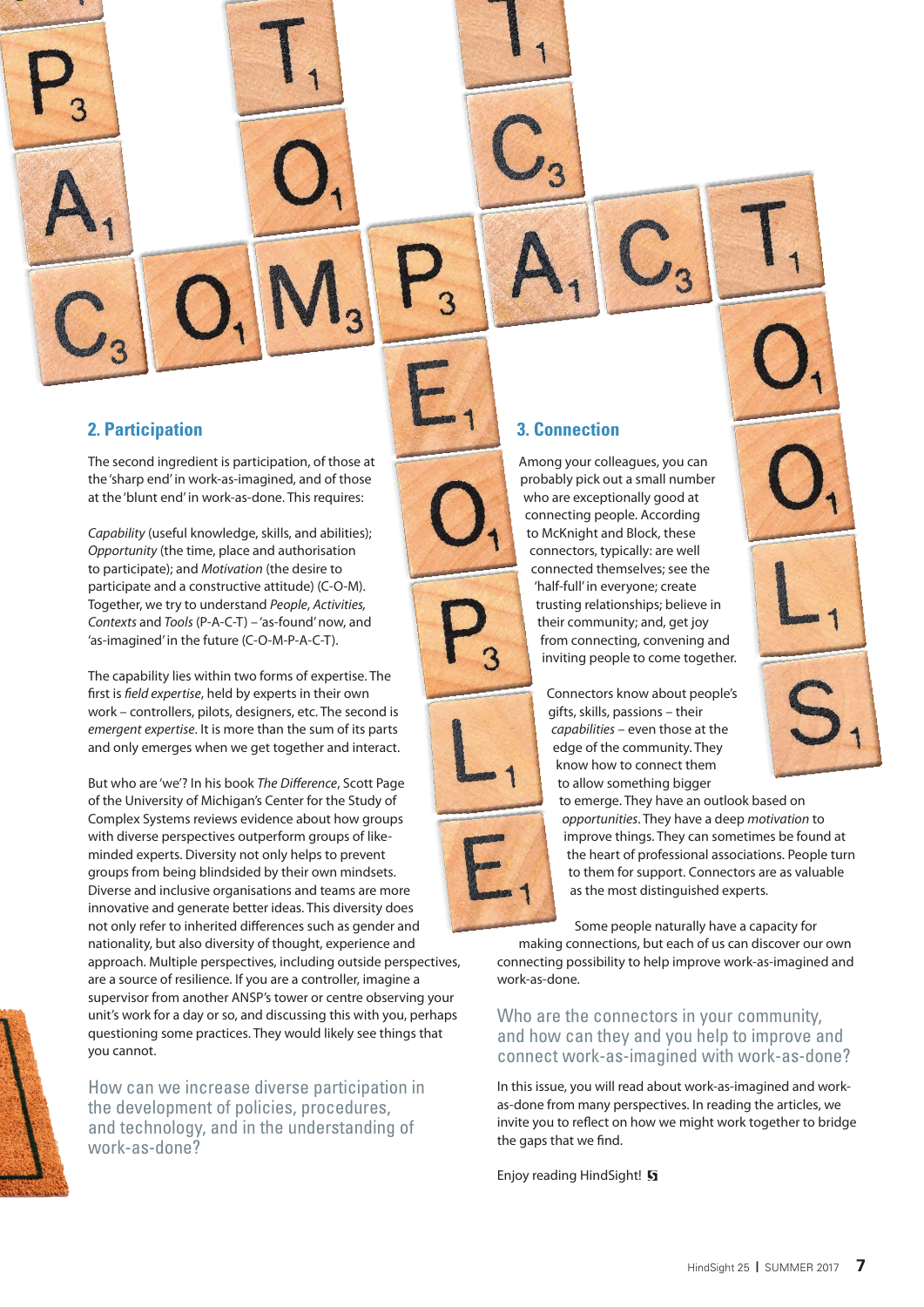## 2. Participation

The second ingredient is participation, of those at the 'sharp end' in work-as-imagined, and of those at the 'blunt end' in work-as-done. This requires:

*Capability* (useful knowledge, skills, and abilities); *Opportunity* (the time, place and authorisation to participate); and *Motivation* (the desire to participate and a constructive attitude) (C-O-M). Together, we try to understand *People, Activities, Contexts* and *Tools* (P-A-C-T) – 'as-found' now, and 'as-imagined' in the future (C-O-M-P-A-C-T).

The capability lies within two forms of expertise. The first is *field expertise*, held by experts in their own work – controllers, pilots, designers, etc. The second is *emergent expertise*. It is more than the sum of its parts and only emerges when we get together and interact.

But who are 'we'? In his book *The Difference*, Scott Page of the University of Michigan's Center for the Study of Complex Systems reviews evidence about how groups with diverse perspectives outperform groups of like-minded experts. Diversity not only helps to prevent groups from being blindsided by their own mindsets. Diverse and inclusive organisations and teams are more innovative and generate better ideas. This diversity does not only refer to inherited differences such as gender and nationality, but also diversity of thought, experience and approach. Multiple perspectives, including outside perspectives, are a source of resilience. If you are a controller, imagine a supervisor from another ANSP's tower or centre observing your unit's work for a day or so, and discussing this with you, perhaps questioning some practices. They would likely see things that you cannot.

How can we increase diverse participation in the development of policies, procedures, and technology, and in the understanding of work-as-done?

## 3. Connection

Among your colleagues, you can probably pick out a small number who are exceptionally good at connecting people. According to McKnight and Block, these connectors, typically: are well connected themselves; see the 'half-full' in everyone; create trusting relationships; believe in their community; and, get joy from connecting, convening and inviting people to come together.

Connectors know about people's gifts, skills, passions – their *capabilities* – even those at the edge of the community. They know how to connect them to allow something bigger to emerge. They have an outlook based on *opportunities*. They have a deep *motivation* to improve things. They can sometimes be found at the heart of professional associations. People turn to them for support. Connectors are as valuable as the most distinguished experts.

Some people naturally have a capacity for making connections, but each of us can discover our own connecting possibility to help improve work-as-imagined and work-as-done.

Who are the connectors in your community, and how can they and you help to improve and connect work-as-imagined with work-as-done?

In this issue, you will read about work-as-imagined and work-as-done from many perspectives. In reading the articles, we invite you to reflect on how we might work together to bridge the gaps that we find.

Enjoy reading HindSight!